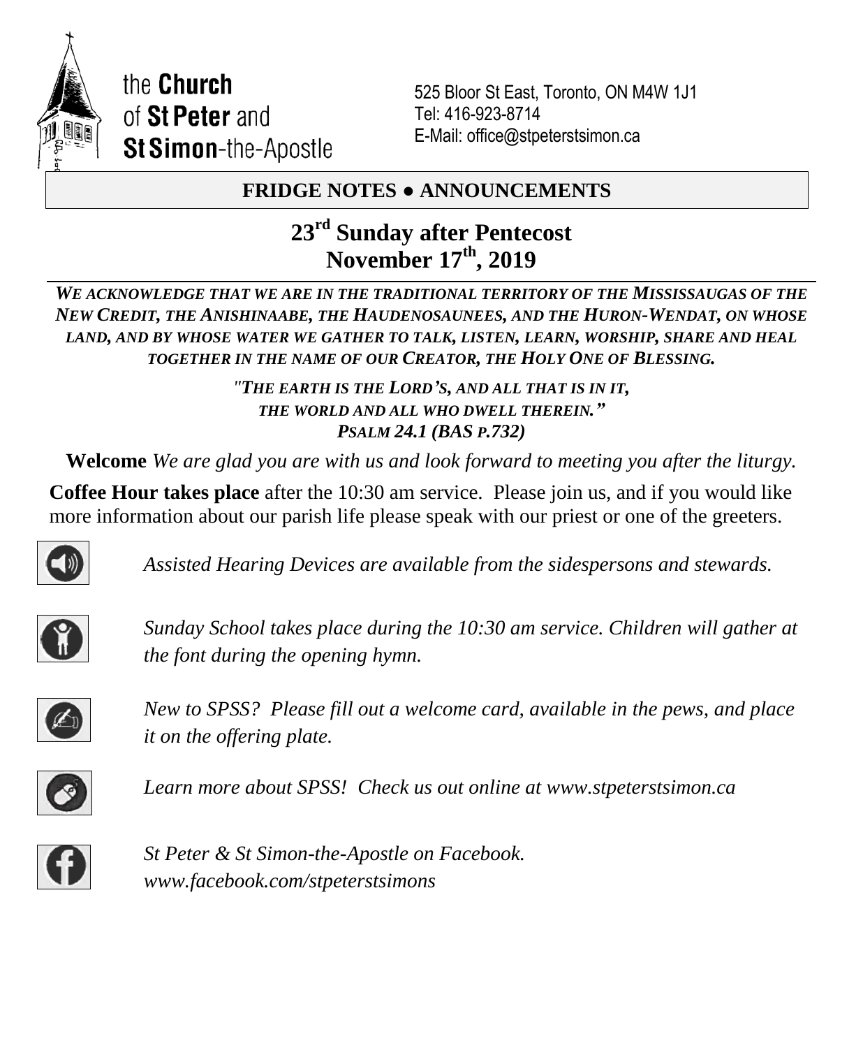the **Church** of **St Peter** and **St Simon**-the-Apostle

525 Bloor St East, Toronto, ON M4W 1J1
Tel: 416-923-8714
E-Mail: office@stpeterstsimon.ca

## FRIDGE NOTES ● ANNOUNCEMENTS

# 23rd Sunday after Pentecost
# November 17th, 2019

***WE ACKNOWLEDGE THAT WE ARE IN THE TRADITIONAL TERRITORY OF THE MISSISSAUGAS OF THE NEW CREDIT, THE ANISHINAABE, THE HAUDENOSAUNEES, AND THE HURON-WENDAT, ON WHOSE LAND, AND BY WHOSE WATER WE GATHER TO TALK, LISTEN, LEARN, WORSHIP, SHARE AND HEAL TOGETHER IN THE NAME OF OUR CREATOR, THE HOLY ONE OF BLESSING.***

*"THE EARTH IS THE LORD'S, AND ALL THAT IS IN IT,*
*THE WORLD AND ALL WHO DWELL THEREIN."*
*PSALM 24.1 (BAS P.732)*

**Welcome** *We are glad you are with us and look forward to meeting you after the liturgy.*

**Coffee Hour takes place** after the 10:30 am service. Please join us, and if you would like more information about our parish life please speak with our priest or one of the greeters.

*Assisted Hearing Devices are available from the sidespersons and stewards.*

*Sunday School takes place during the 10:30 am service. Children will gather at the font during the opening hymn.*

*New to SPSS? Please fill out a welcome card, available in the pews, and place it on the offering plate.*

*Learn more about SPSS! Check us out online at www.stpeterstsimon.ca*

*St Peter & St Simon-the-Apostle on Facebook.*
*www.facebook.com/stpeterstsimons*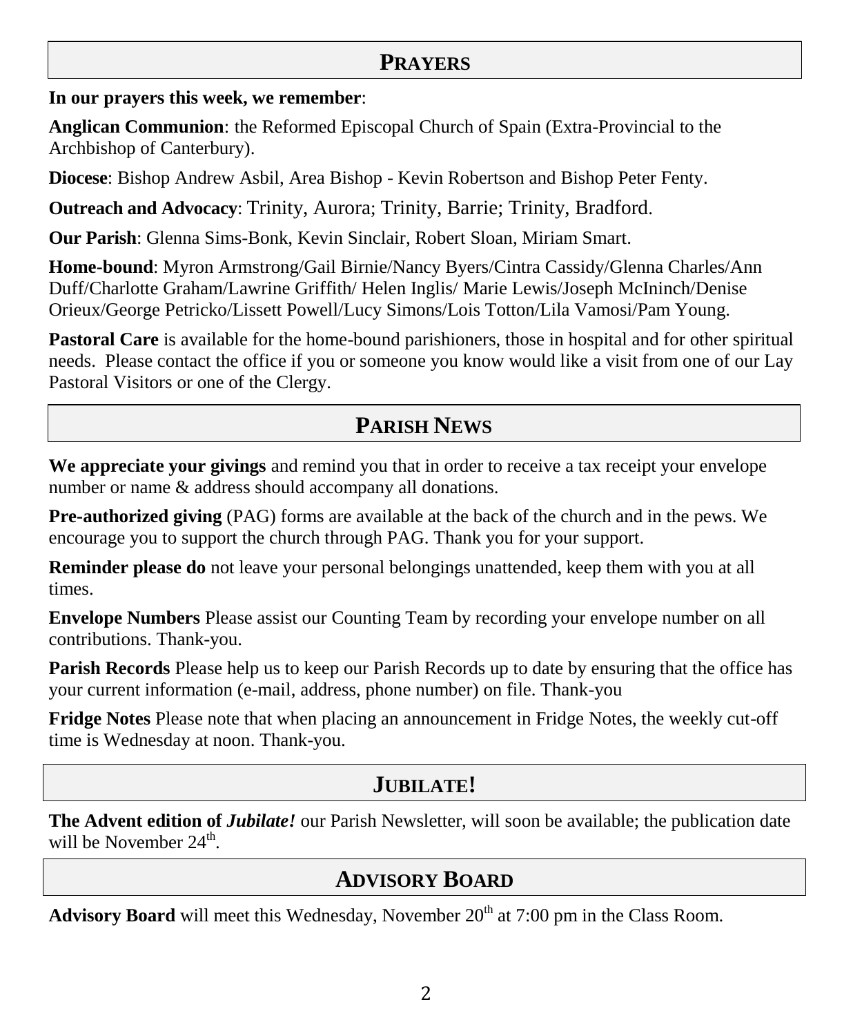## PRAYERS

**In our prayers this week, we remember**:

**Anglican Communion**: the Reformed Episcopal Church of Spain (Extra-Provincial to the Archbishop of Canterbury).

**Diocese**: Bishop Andrew Asbil, Area Bishop - Kevin Robertson and Bishop Peter Fenty.

**Outreach and Advocacy**: Trinity, Aurora; Trinity, Barrie; Trinity, Bradford.

**Our Parish**: Glenna Sims-Bonk, Kevin Sinclair, Robert Sloan, Miriam Smart.

**Home-bound**: Myron Armstrong/Gail Birnie/Nancy Byers/Cintra Cassidy/Glenna Charles/Ann Duff/Charlotte Graham/Lawrine Griffith/ Helen Inglis/ Marie Lewis/Joseph McIninch/Denise Orieux/George Petricko/Lissett Powell/Lucy Simons/Lois Totton/Lila Vamosi/Pam Young.

**Pastoral Care** is available for the home-bound parishioners, those in hospital and for other spiritual needs. Please contact the office if you or someone you know would like a visit from one of our Lay Pastoral Visitors or one of the Clergy.

## PARISH NEWS

**We appreciate your givings** and remind you that in order to receive a tax receipt your envelope number or name & address should accompany all donations.

**Pre-authorized giving** (PAG) forms are available at the back of the church and in the pews. We encourage you to support the church through PAG. Thank you for your support.

**Reminder please do** not leave your personal belongings unattended, keep them with you at all times.

**Envelope Numbers** Please assist our Counting Team by recording your envelope number on all contributions. Thank-you.

**Parish Records** Please help us to keep our Parish Records up to date by ensuring that the office has your current information (e-mail, address, phone number) on file. Thank-you

**Fridge Notes** Please note that when placing an announcement in Fridge Notes, the weekly cut-off time is Wednesday at noon. Thank-you.

## JUBILATE!

**The Advent edition of *Jubilate!*** our Parish Newsletter, will soon be available; the publication date will be November 24th.

## ADVISORY BOARD

**Advisory Board** will meet this Wednesday, November 20th at 7:00 pm in the Class Room.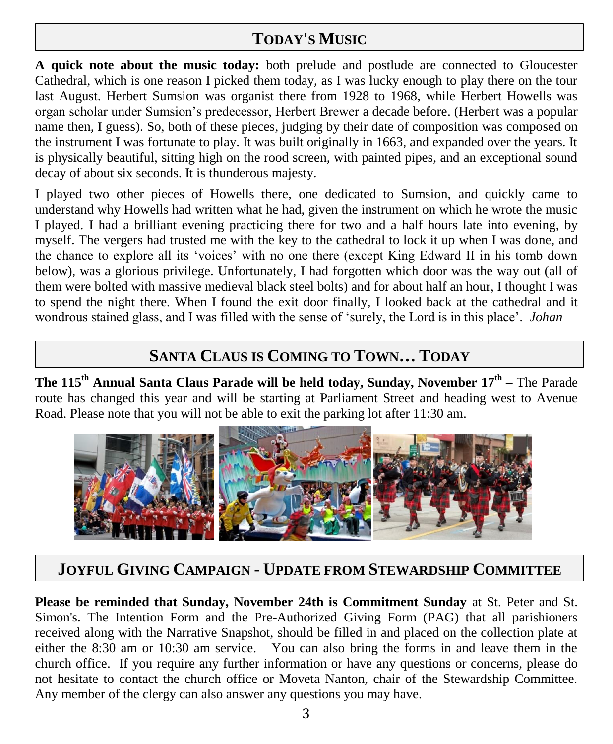## TODAY'S MUSIC

**A quick note about the music today:** both prelude and postlude are connected to Gloucester Cathedral, which is one reason I picked them today, as I was lucky enough to play there on the tour last August. Herbert Sumsion was organist there from 1928 to 1968, while Herbert Howells was organ scholar under Sumsion's predecessor, Herbert Brewer a decade before. (Herbert was a popular name then, I guess). So, both of these pieces, judging by their date of composition was composed on the instrument I was fortunate to play. It was built originally in 1663, and expanded over the years. It is physically beautiful, sitting high on the rood screen, with painted pipes, and an exceptional sound decay of about six seconds. It is thunderous majesty.

I played two other pieces of Howells there, one dedicated to Sumsion, and quickly came to understand why Howells had written what he had, given the instrument on which he wrote the music I played. I had a brilliant evening practicing there for two and a half hours late into evening, by myself. The vergers had trusted me with the key to the cathedral to lock it up when I was done, and the chance to explore all its 'voices' with no one there (except King Edward II in his tomb down below), was a glorious privilege. Unfortunately, I had forgotten which door was the way out (all of them were bolted with massive medieval black steel bolts) and for about half an hour, I thought I was to spend the night there. When I found the exit door finally, I looked back at the cathedral and it wondrous stained glass, and I was filled with the sense of 'surely, the Lord is in this place'. *Johan*

## SANTA CLAUS IS COMING TO TOWN… TODAY

**The 115th Annual Santa Claus Parade will be held today, Sunday, November 17th –** The Parade route has changed this year and will be starting at Parliament Street and heading west to Avenue Road. Please note that you will not be able to exit the parking lot after 11:30 am.

## JOYFUL GIVING CAMPAIGN - UPDATE FROM STEWARDSHIP COMMITTEE

**Please be reminded that Sunday, November 24th is Commitment Sunday** at St. Peter and St. Simon's. The Intention Form and the Pre-Authorized Giving Form (PAG) that all parishioners received along with the Narrative Snapshot, should be filled in and placed on the collection plate at either the 8:30 am or 10:30 am service. You can also bring the forms in and leave them in the church office. If you require any further information or have any questions or concerns, please do not hesitate to contact the church office or Moveta Nanton, chair of the Stewardship Committee. Any member of the clergy can also answer any questions you may have.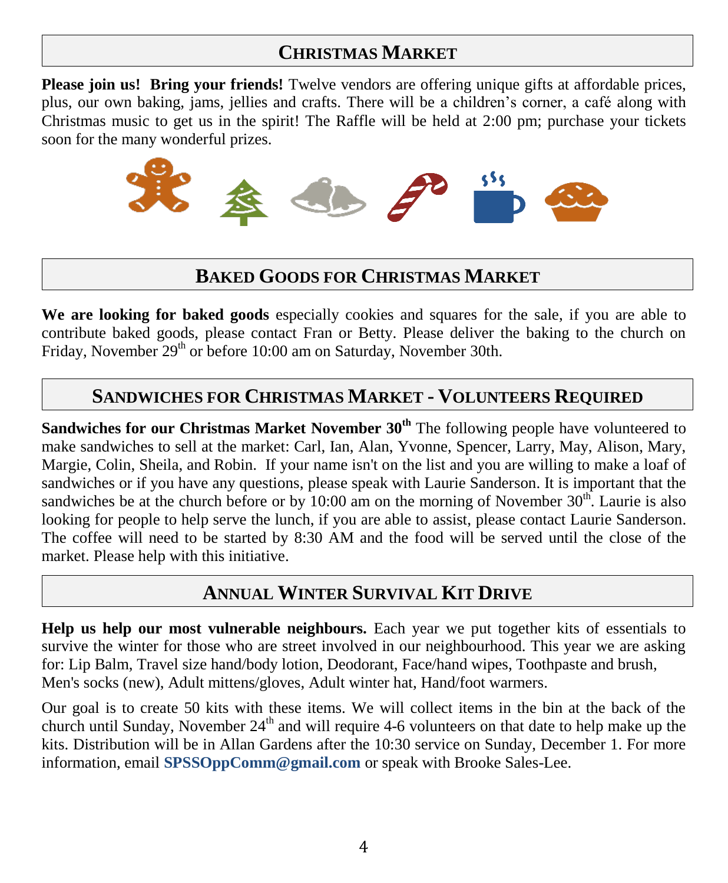## CHRISTMAS MARKET

**Please join us! Bring your friends!** Twelve vendors are offering unique gifts at affordable prices, plus, our own baking, jams, jellies and crafts. There will be a children's corner, a café along with Christmas music to get us in the spirit! The Raffle will be held at 2:00 pm; purchase your tickets soon for the many wonderful prizes.

## BAKED GOODS FOR CHRISTMAS MARKET

**We are looking for baked goods** especially cookies and squares for the sale, if you are able to contribute baked goods, please contact Fran or Betty. Please deliver the baking to the church on Friday, November 29th or before 10:00 am on Saturday, November 30th.

## SANDWICHES FOR CHRISTMAS MARKET - VOLUNTEERS REQUIRED

**Sandwiches for our Christmas Market November 30th** The following people have volunteered to make sandwiches to sell at the market: Carl, Ian, Alan, Yvonne, Spencer, Larry, May, Alison, Mary, Margie, Colin, Sheila, and Robin. If your name isn't on the list and you are willing to make a loaf of sandwiches or if you have any questions, please speak with Laurie Sanderson. It is important that the sandwiches be at the church before or by 10:00 am on the morning of November 30th. Laurie is also looking for people to help serve the lunch, if you are able to assist, please contact Laurie Sanderson. The coffee will need to be started by 8:30 AM and the food will be served until the close of the market. Please help with this initiative.

## ANNUAL WINTER SURVIVAL KIT DRIVE

**Help us help our most vulnerable neighbours.** Each year we put together kits of essentials to survive the winter for those who are street involved in our neighbourhood. This year we are asking for: Lip Balm, Travel size hand/body lotion, Deodorant, Face/hand wipes, Toothpaste and brush, Men's socks (new), Adult mittens/gloves, Adult winter hat, Hand/foot warmers.

Our goal is to create 50 kits with these items. We will collect items in the bin at the back of the church until Sunday, November 24th and will require 4-6 volunteers on that date to help make up the kits. Distribution will be in Allan Gardens after the 10:30 service on Sunday, December 1. For more information, email **SPSSOppComm@gmail.com** or speak with Brooke Sales-Lee.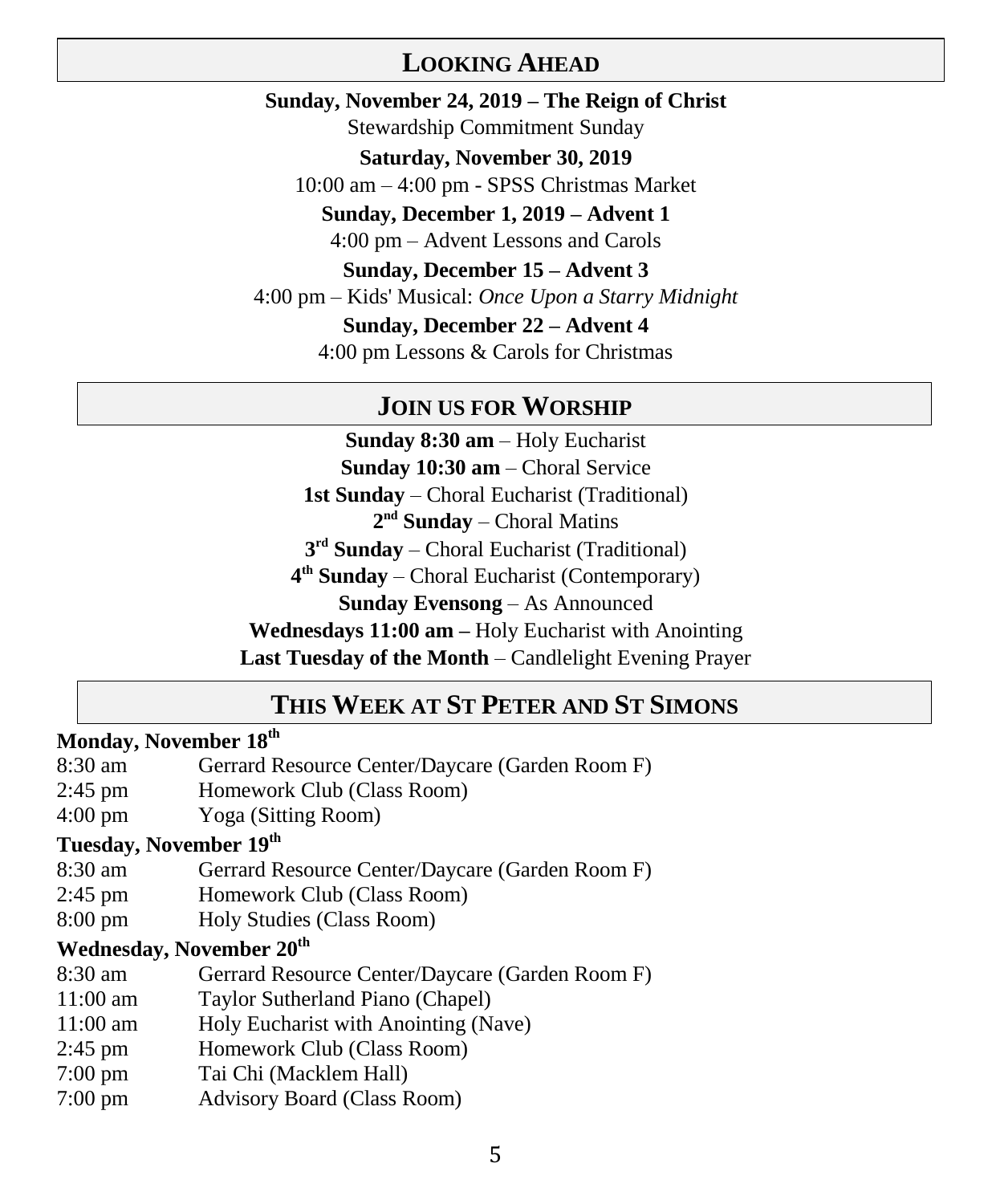## LOOKING AHEAD

**Sunday, November 24, 2019 – The Reign of Christ**

Stewardship Commitment Sunday

**Saturday, November 30, 2019**

10:00 am – 4:00 pm - SPSS Christmas Market

**Sunday, December 1, 2019 – Advent 1**

4:00 pm – Advent Lessons and Carols

**Sunday, December 15 – Advent 3**

4:00 pm – Kids' Musical: *Once Upon a Starry Midnight*

**Sunday, December 22 – Advent 4**

4:00 pm Lessons & Carols for Christmas

## JOIN US FOR WORSHIP

**Sunday 8:30 am** – Holy Eucharist

**Sunday 10:30 am** – Choral Service

**1st Sunday** – Choral Eucharist (Traditional)

**2nd Sunday** – Choral Matins

**3rd Sunday** – Choral Eucharist (Traditional)

**4th Sunday** – Choral Eucharist (Contemporary)

**Sunday Evensong** – As Announced

**Wednesdays 11:00 am –** Holy Eucharist with Anointing

**Last Tuesday of the Month** – Candlelight Evening Prayer

## THIS WEEK AT ST PETER AND ST SIMONS

**Monday, November 18th**

8:30 am Gerrard Resource Center/Daycare (Garden Room F)
2:45 pm Homework Club (Class Room)
4:00 pm Yoga (Sitting Room)

**Tuesday, November 19th**

8:30 am Gerrard Resource Center/Daycare (Garden Room F)
2:45 pm Homework Club (Class Room)
8:00 pm Holy Studies (Class Room)

**Wednesday, November 20th**

8:30 am Gerrard Resource Center/Daycare (Garden Room F)
11:00 am Taylor Sutherland Piano (Chapel)
11:00 am Holy Eucharist with Anointing (Nave)
2:45 pm Homework Club (Class Room)
7:00 pm Tai Chi (Macklem Hall)
7:00 pm Advisory Board (Class Room)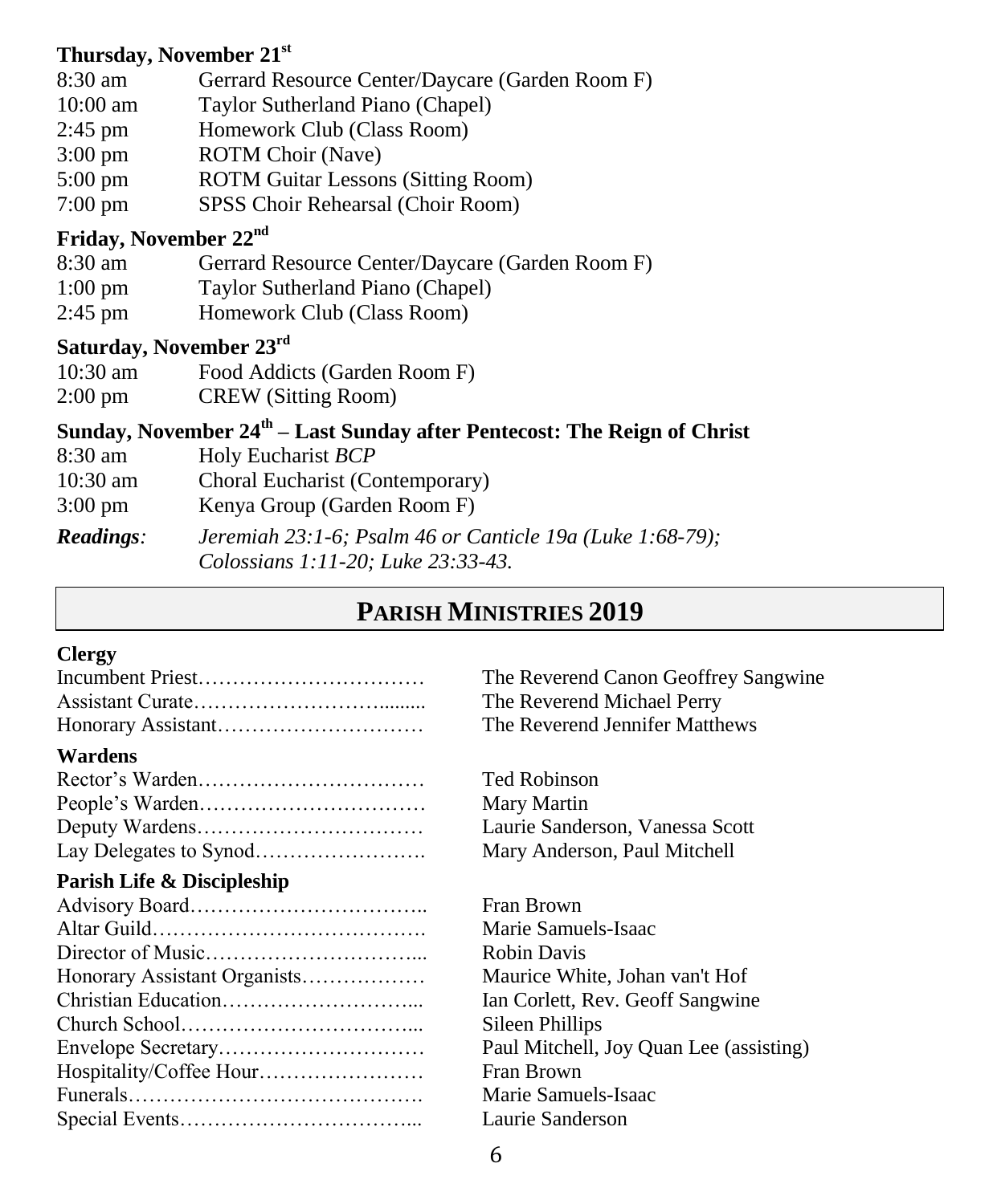**Thursday, November 21st**

| | |
|---|---|
| 8:30 am | Gerrard Resource Center/Daycare (Garden Room F) |
| 10:00 am | Taylor Sutherland Piano (Chapel) |
| 2:45 pm | Homework Club (Class Room) |
| 3:00 pm | ROTM Choir (Nave) |
| 5:00 pm | ROTM Guitar Lessons (Sitting Room) |
| 7:00 pm | SPSS Choir Rehearsal (Choir Room) |

**Friday, November 22nd**

| | |
|---|---|
| 8:30 am | Gerrard Resource Center/Daycare (Garden Room F) |
| 1:00 pm | Taylor Sutherland Piano (Chapel) |
| 2:45 pm | Homework Club (Class Room) |

**Saturday, November 23rd**

| | |
|---|---|
| 10:30 am | Food Addicts (Garden Room F) |
| 2:00 pm | CREW (Sitting Room) |

**Sunday, November 24th – Last Sunday after Pentecost: The Reign of Christ**

| | |
|---|---|
| 8:30 am | Holy Eucharist *BCP* |
| 10:30 am | Choral Eucharist (Contemporary) |
| 3:00 pm | Kenya Group (Garden Room F) |

***Readings**:* *Jeremiah 23:1-6; Psalm 46 or Canticle 19a (Luke 1:68-79); Colossians 1:11-20; Luke 23:33-43.*

## PARISH MINISTRIES 2019

**Clergy**

Incumbent Priest…………………………… The Reverend Canon Geoffrey Sangwine
Assistant Curate……………………….......... The Reverend Michael Perry
Honorary Assistant………………………… The Reverend Jennifer Matthews

**Wardens**

Rector's Warden…………………………… Ted Robinson
People's Warden…………………………… Mary Martin
Deputy Wardens…………………………… Laurie Sanderson, Vanessa Scott
Lay Delegates to Synod……………………. Mary Anderson, Paul Mitchell

**Parish Life & Discipleship**

Advisory Board…………………………….. Fran Brown
Altar Guild…………………………………. Marie Samuels-Isaac
Director of Music…………………………... Robin Davis
Honorary Assistant Organists……………… Maurice White, Johan van't Hof
Christian Education………………………... Ian Corlett, Rev. Geoff Sangwine
Church School……………………………... Sileen Phillips
Envelope Secretary………………………… Paul Mitchell, Joy Quan Lee (assisting)
Hospitality/Coffee Hour…………………… Fran Brown
Funerals……………………………………. Marie Samuels-Isaac
Special Events……………………………... Laurie Sanderson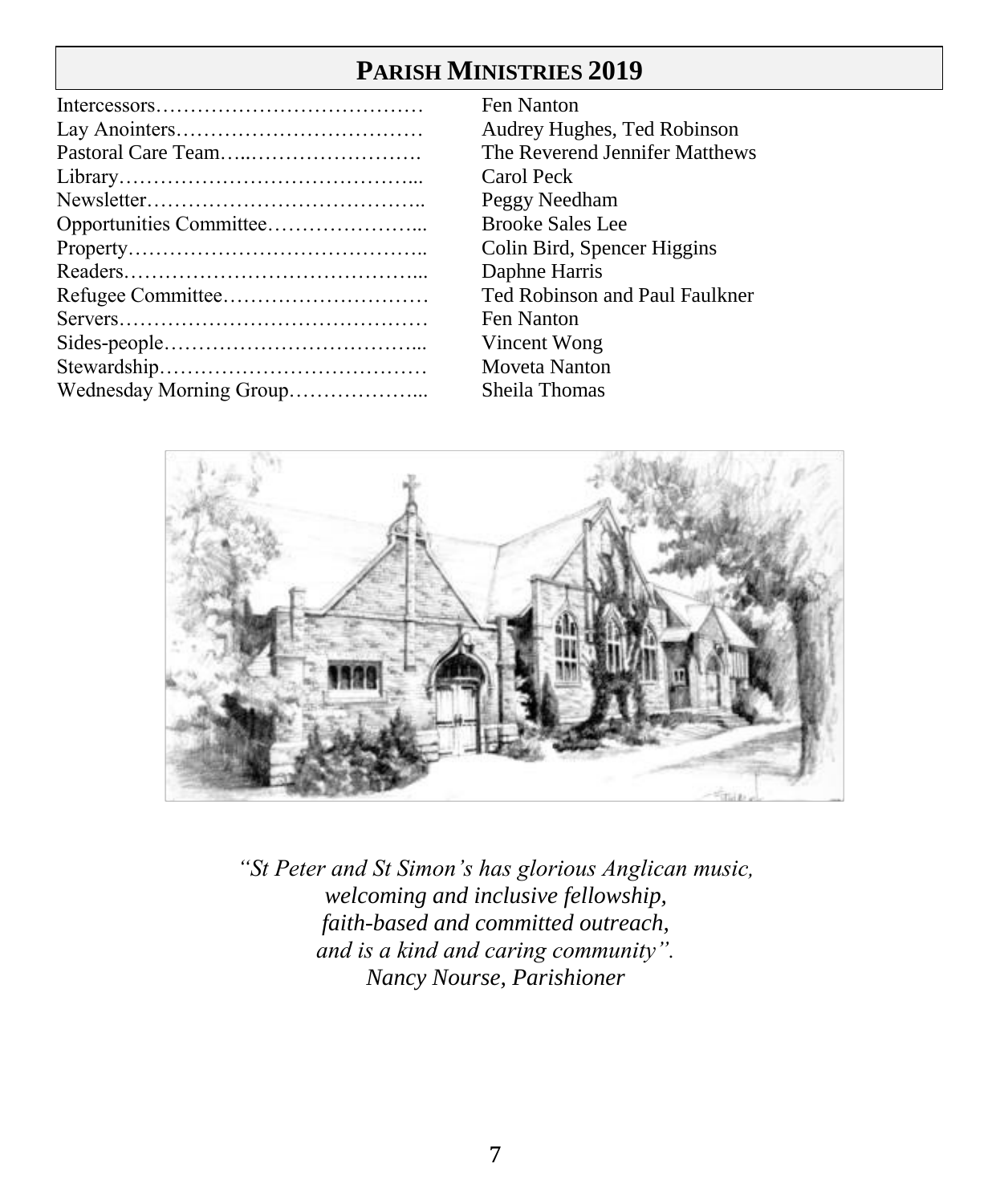## PARISH MINISTRIES 2019

| Ministry | Name |
|---|---|
| Intercessors | Fen Nanton |
| Lay Anointers | Audrey Hughes, Ted Robinson |
| Pastoral Care Team | The Reverend Jennifer Matthews |
| Library | Carol Peck |
| Newsletter | Peggy Needham |
| Opportunities Committee | Brooke Sales Lee |
| Property | Colin Bird, Spencer Higgins |
| Readers | Daphne Harris |
| Refugee Committee | Ted Robinson and Paul Faulkner |
| Servers | Fen Nanton |
| Sides-people | Vincent Wong |
| Stewardship | Moveta Nanton |
| Wednesday Morning Group | Sheila Thomas |

*"St Peter and St Simon's has glorious Anglican music,*
*welcoming and inclusive fellowship,*
*faith-based and committed outreach,*
*and is a kind and caring community".*
*Nancy Nourse, Parishioner*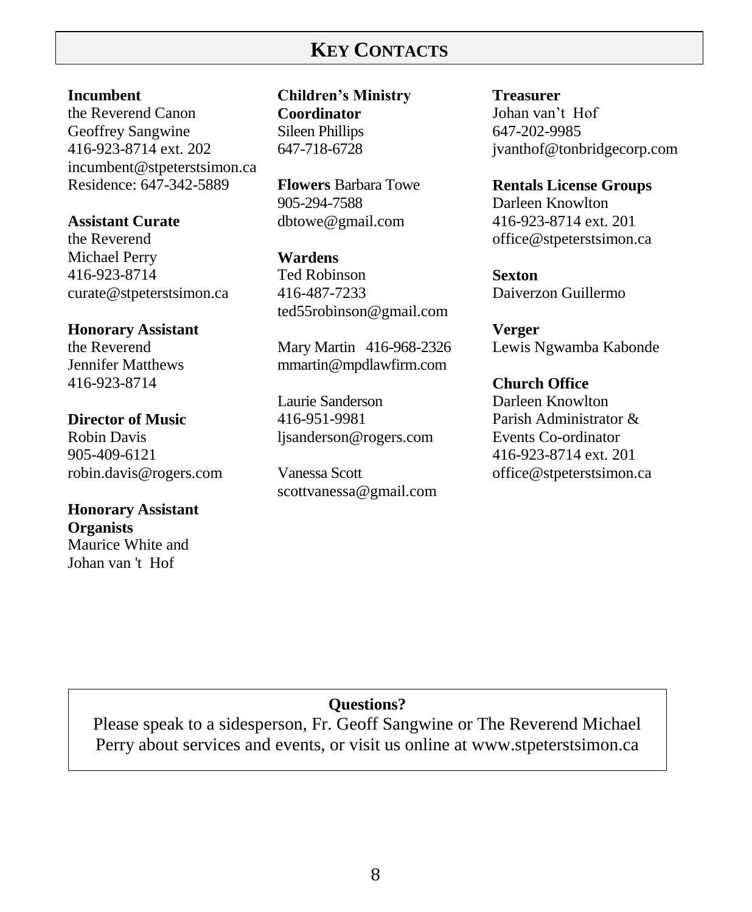# KEY CONTACTS

**Incumbent**
the Reverend Canon
Geoffrey Sangwine
416-923-8714 ext. 202
incumbent@stpeterstsimon.ca
Residence: 647-342-5889

**Assistant Curate**
the Reverend
Michael Perry
416-923-8714
curate@stpeterstsimon.ca

**Honorary Assistant**
the Reverend
Jennifer Matthews
416-923-8714

**Director of Music**
Robin Davis
905-409-6121
robin.davis@rogers.com

**Honorary Assistant Organists**
Maurice White and
Johan van 't Hof

**Children's Ministry Coordinator**
Sileen Phillips
647-718-6728

**Flowers** Barbara Towe
905-294-7588
dbtowe@gmail.com

**Wardens**
Ted Robinson
416-487-7233
ted55robinson@gmail.com

Mary Martin 416-968-2326
mmartin@mpdlawfirm.com

Laurie Sanderson
416-951-9981
ljsanderson@rogers.com

Vanessa Scott
scottvanessa@gmail.com

**Treasurer**
Johan van't Hof
647-202-9985
jvanthof@tonbridgecorp.com

**Rentals License Groups**
Darleen Knowlton
416-923-8714 ext. 201
office@stpeterstsimon.ca

**Sexton**
Daiverzon Guillermo

**Verger**
Lewis Ngwamba Kabonde

**Church Office**
Darleen Knowlton
Parish Administrator &
Events Co-ordinator
416-923-8714 ext. 201
office@stpeterstsimon.ca

**Questions?**
Please speak to a sidesperson, Fr. Geoff Sangwine or The Reverend Michael Perry about services and events, or visit us online at www.stpeterstsimon.ca